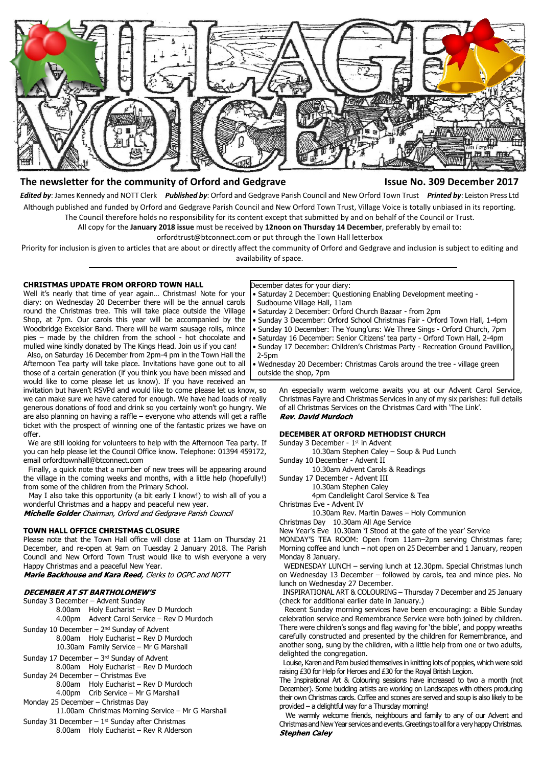# VILLAGE VOICE

## The newsletter for the community of Orford and Gedgrave

**Issue No. 309 December 2017**

***Edited by***: James Kennedy and NOTT Clerk ***Published by***: Orford and Gedgrave Parish Council and New Orford Town Trust ***Printed by***: Leiston Press Ltd

Although published and funded by Orford and Gedgrave Parish Council and New Orford Town Trust, Village Voice is totally unbiased in its reporting. The Council therefore holds no responsibility for its content except that submitted by and on behalf of the Council or Trust.

All copy for the **January 2018 issue** must be received by **12noon on Thursday 14 December**, preferably by email to: orfordtrust@btconnect.com or put through the Town Hall letterbox

Priority for inclusion is given to articles that are about or directly affect the community of Orford and Gedgrave and inclusion is subject to editing and availability of space.

---

### CHRISTMAS UPDATE FROM ORFORD TOWN HALL

Well it's nearly that time of year again… Christmas! Note for your diary: on Wednesday 20 December there will be the annual carols round the Christmas tree. This will take place outside the Village Shop, at 7pm. Our carols this year will be accompanied by the Woodbridge Excelsior Band. There will be warm sausage rolls, mince pies – made by the children from the school - hot chocolate and mulled wine kindly donated by The Kings Head. Join us if you can!

Also, on Saturday 16 December from 2pm-4 pm in the Town Hall the Afternoon Tea party will take place. Invitations have gone out to all those of a certain generation (if you think you have been missed and would like to come please let us know). If you have received an invitation but haven't RSVPd and would like to come please let us know, so we can make sure we have catered for enough. We have had loads of really generous donations of food and drink so you certainly won't go hungry. We are also planning on having a raffle – everyone who attends will get a raffle ticket with the prospect of winning one of the fantastic prizes we have on offer.

We are still looking for volunteers to help with the Afternoon Tea party. If you can help please let the Council Office know. Telephone: 01394 459172, email orfordtownhall@btconnect.com

Finally, a quick note that a number of new trees will be appearing around the village in the coming weeks and months, with a little help (hopefully!) from some of the children from the Primary School.

May I also take this opportunity (a bit early I know!) to wish all of you a wonderful Christmas and a happy and peaceful new year.

***Michelle Golder** Chairman, Orford and Gedgrave Parish Council*

### TOWN HALL OFFICE CHRISTMAS CLOSURE

Please note that the Town Hall office will close at 11am on Thursday 21 December, and re-open at 9am on Tuesday 2 January 2018. The Parish Council and New Orford Town Trust would like to wish everyone a very Happy Christmas and a peaceful New Year.

***Marie Backhouse and Kara Reed**, Clerks to OGPC and NOTT*

### *DECEMBER AT ST BARTHOLOMEW'S*

Sunday 3 December – Advent Sunday
- 8.00am Holy Eucharist – Rev D Murdoch
- 4.00pm Advent Carol Service – Rev D Murdoch

Sunday 10 December – 2nd Sunday of Advent
- 8.00am Holy Eucharist – Rev D Murdoch
- 10.30am Family Service – Mr G Marshall

Sunday 17 December – 3rd Sunday of Advent
- 8.00am Holy Eucharist – Rev D Murdoch

Sunday 24 December – Christmas Eve
- 8.00am Holy Eucharist – Rev D Murdoch
- 4.00pm Crib Service – Mr G Marshall

Monday 25 December – Christmas Day
- 11.00am Christmas Morning Service – Mr G Marshall

Sunday 31 December – 1st Sunday after Christmas
- 8.00am Holy Eucharist – Rev R Alderson

---

December dates for your diary:
- Saturday 2 December: Questioning Enabling Development meeting - Sudbourne Village Hall, 11am
- Saturday 2 December: Orford Church Bazaar - from 2pm
- Sunday 3 December: Orford School Christmas Fair - Orford Town Hall, 1-4pm
- Sunday 10 December: The Young'uns: We Three Sings - Orford Church, 7pm
- Saturday 16 December: Senior Citizens' tea party - Orford Town Hall, 2-4pm
- Sunday 17 December: Children's Christmas Party - Recreation Ground Pavillion, 2-5pm
- Wednesday 20 December: Christmas Carols around the tree - village green outside the shop, 7pm

An especially warm welcome awaits you at our Advent Carol Service, Christmas Fayre and Christmas Services in any of my six parishes: full details of all Christmas Services on the Christmas Card with 'The Link'.

***Rev. David Murdoch***

### DECEMBER AT ORFORD METHODIST CHURCH

Sunday 3 December - 1st in Advent
- 10.30am Stephen Caley – Soup & Pud Lunch

Sunday 10 December - Advent II
- 10.30am Advent Carols & Readings

Sunday 17 December - Advent III
- 10.30am Stephen Caley
- 4pm Candlelight Carol Service & Tea

Christmas Eve - Advent IV
- 10.30am Rev. Martin Dawes – Holy Communion

Christmas Day 10.30am All Age Service

New Year's Eve 10.30am 'I Stood at the gate of the year' Service

MONDAY'S TEA ROOM: Open from 11am–2pm serving Christmas fare; Morning coffee and lunch – not open on 25 December and 1 January, reopen Monday 8 January.

WEDNESDAY LUNCH – serving lunch at 12.30pm. Special Christmas lunch on Wednesday 13 December – followed by carols, tea and mince pies. No lunch on Wednesday 27 December.

INSPIRATIONAL ART & COLOURING – Thursday 7 December and 25 January (check for additional earlier date in January.)

Recent Sunday morning services have been encouraging: a Bible Sunday celebration service and Remembrance Service were both joined by children. There were children's songs and flag waving for 'the bible', and poppy wreaths carefully constructed and presented by the children for Remembrance, and another song, sung by the children, with a little help from one or two adults, delighted the congregation.

Louise, Karen and Pam busied themselves in knitting lots of poppies, which were sold raising £30 for Help for Heroes and £30 for the Royal British Legion.

The Inspirational Art & Colouring sessions have increased to two a month (not December). Some budding artists are working on Landscapes with others producing their own Christmas cards. Coffee and scones are served and soup is also likely to be provided – a delightful way for a Thursday morning!

We warmly welcome friends, neighbours and family to any of our Advent and Christmas and New Year services and events. Greetings to all for a very happy Christmas.

***Stephen Caley***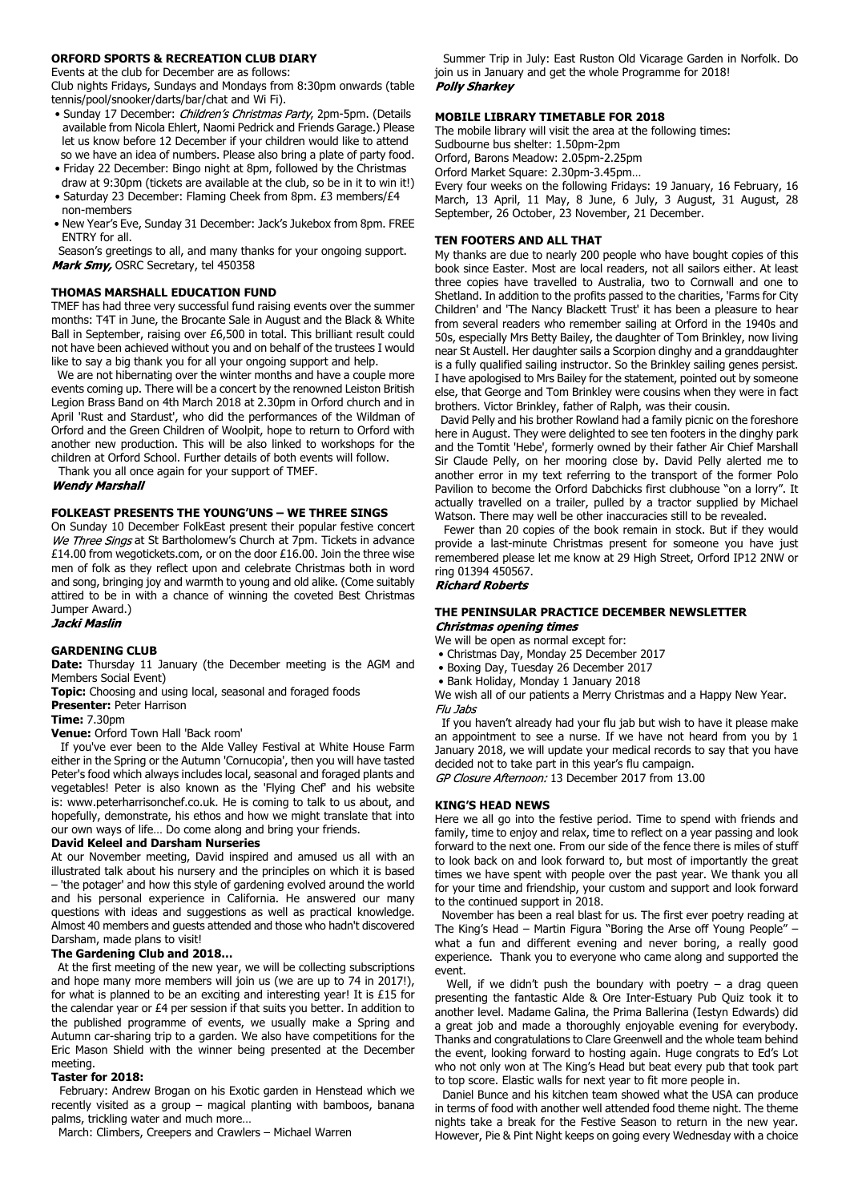**ORFORD SPORTS & RECREATION CLUB DIARY**

Events at the club for December are as follows:

Club nights Fridays, Sundays and Mondays from 8:30pm onwards (table tennis/pool/snooker/darts/bar/chat and Wi Fi).

- Sunday 17 December: *Children's Christmas Party*, 2pm-5pm. (Details available from Nicola Ehlert, Naomi Pedrick and Friends Garage.) Please let us know before 12 December if your children would like to attend so we have an idea of numbers. Please also bring a plate of party food.
- Friday 22 December: Bingo night at 8pm, followed by the Christmas draw at 9:30pm (tickets are available at the club, so be in it to win it!)
- Saturday 23 December: Flaming Cheek from 8pm. £3 members/£4 non-members
- New Year's Eve, Sunday 31 December: Jack's Jukebox from 8pm. FREE ENTRY for all.

Season's greetings to all, and many thanks for your ongoing support.

***Mark Smy,*** OSRC Secretary, tel 450358

**THOMAS MARSHALL EDUCATION FUND**

TMEF has had three very successful fund raising events over the summer months: T4T in June, the Brocante Sale in August and the Black & White Ball in September, raising over £6,500 in total. This brilliant result could not have been achieved without you and on behalf of the trustees I would like to say a big thank you for all your ongoing support and help.

We are not hibernating over the winter months and have a couple more events coming up. There will be a concert by the renowned Leiston British Legion Brass Band on 4th March 2018 at 2.30pm in Orford church and in April 'Rust and Stardust', who did the performances of the Wildman of Orford and the Green Children of Woolpit, hope to return to Orford with another new production. This will be also linked to workshops for the children at Orford School. Further details of both events will follow.

Thank you all once again for your support of TMEF.

***Wendy Marshall***

**FOLKEAST PRESENTS THE YOUNG'UNS – WE THREE SINGS**

On Sunday 10 December FolkEast present their popular festive concert *We Three Sings* at St Bartholomew's Church at 7pm. Tickets in advance £14.00 from wegotickets.com, or on the door £16.00. Join the three wise men of folk as they reflect upon and celebrate Christmas both in word and song, bringing joy and warmth to young and old alike. (Come suitably attired to be in with a chance of winning the coveted Best Christmas Jumper Award.)

***Jacki Maslin***

**GARDENING CLUB**

**Date:** Thursday 11 January (the December meeting is the AGM and Members Social Event)

**Topic:** Choosing and using local, seasonal and foraged foods

**Presenter:** Peter Harrison

**Time:** 7.30pm

**Venue:** Orford Town Hall 'Back room'

If you've ever been to the Alde Valley Festival at White House Farm either in the Spring or the Autumn 'Cornucopia', then you will have tasted Peter's food which always includes local, seasonal and foraged plants and vegetables! Peter is also known as the 'Flying Chef' and his website is: www.peterharrisonchef.co.uk. He is coming to talk to us about, and hopefully, demonstrate, his ethos and how we might translate that into our own ways of life… Do come along and bring your friends.

**David Keleel and Darsham Nurseries**

At our November meeting, David inspired and amused us all with an illustrated talk about his nursery and the principles on which it is based – 'the potager' and how this style of gardening evolved around the world and his personal experience in California. He answered our many questions with ideas and suggestions as well as practical knowledge. Almost 40 members and guests attended and those who hadn't discovered Darsham, made plans to visit!

**The Gardening Club and 2018…**

At the first meeting of the new year, we will be collecting subscriptions and hope many more members will join us (we are up to 74 in 2017!), for what is planned to be an exciting and interesting year! It is £15 for the calendar year or £4 per session if that suits you better. In addition to the published programme of events, we usually make a Spring and Autumn car-sharing trip to a garden. We also have competitions for the Eric Mason Shield with the winner being presented at the December meeting.

**Taster for 2018:**

February: Andrew Brogan on his Exotic garden in Henstead which we recently visited as a group – magical planting with bamboos, banana palms, trickling water and much more…

March: Climbers, Creepers and Crawlers – Michael Warren

Summer Trip in July: East Ruston Old Vicarage Garden in Norfolk. Do join us in January and get the whole Programme for 2018!

***Polly Sharkey***

**MOBILE LIBRARY TIMETABLE FOR 2018**

The mobile library will visit the area at the following times:

Sudbourne bus shelter: 1.50pm-2pm

Orford, Barons Meadow: 2.05pm-2.25pm

Orford Market Square: 2.30pm-3.45pm…

Every four weeks on the following Fridays: 19 January, 16 February, 16 March, 13 April, 11 May, 8 June, 6 July, 3 August, 31 August, 28 September, 26 October, 23 November, 21 December.

**TEN FOOTERS AND ALL THAT**

My thanks are due to nearly 200 people who have bought copies of this book since Easter. Most are local readers, not all sailors either. At least three copies have travelled to Australia, two to Cornwall and one to Shetland. In addition to the profits passed to the charities, 'Farms for City Children' and 'The Nancy Blackett Trust' it has been a pleasure to hear from several readers who remember sailing at Orford in the 1940s and 50s, especially Mrs Betty Bailey, the daughter of Tom Brinkley, now living near St Austell. Her daughter sails a Scorpion dinghy and a granddaughter is a fully qualified sailing instructor. So the Brinkley sailing genes persist. I have apologised to Mrs Bailey for the statement, pointed out by someone else, that George and Tom Brinkley were cousins when they were in fact brothers. Victor Brinkley, father of Ralph, was their cousin.

David Pelly and his brother Rowland had a family picnic on the foreshore here in August. They were delighted to see ten footers in the dinghy park and the Tomtit 'Hebe', formerly owned by their father Air Chief Marshall Sir Claude Pelly, on her mooring close by. David Pelly alerted me to another error in my text referring to the transport of the former Polo Pavilion to become the Orford Dabchicks first clubhouse "on a lorry". It actually travelled on a trailer, pulled by a tractor supplied by Michael Watson. There may well be other inaccuracies still to be revealed.

Fewer than 20 copies of the book remain in stock. But if they would provide a last-minute Christmas present for someone you have just remembered please let me know at 29 High Street, Orford IP12 2NW or ring 01394 450567.

***Richard Roberts***

**THE PENINSULAR PRACTICE DECEMBER NEWSLETTER**

***Christmas opening times***

We will be open as normal except for:

- Christmas Day, Monday 25 December 2017
- Boxing Day, Tuesday 26 December 2017
- Bank Holiday, Monday 1 January 2018

We wish all of our patients a Merry Christmas and a Happy New Year.

*Flu Jabs*

If you haven't already had your flu jab but wish to have it please make an appointment to see a nurse. If we have not heard from you by 1 January 2018, we will update your medical records to say that you have decided not to take part in this year's flu campaign.

*GP Closure Afternoon:* 13 December 2017 from 13.00

**KING'S HEAD NEWS**

Here we all go into the festive period. Time to spend with friends and family, time to enjoy and relax, time to reflect on a year passing and look forward to the next one. From our side of the fence there is miles of stuff to look back on and look forward to, but most of importantly the great times we have spent with people over the past year. We thank you all for your time and friendship, your custom and support and look forward to the continued support in 2018.

November has been a real blast for us. The first ever poetry reading at The King's Head – Martin Figura "Boring the Arse off Young People" – what a fun and different evening and never boring, a really good experience. Thank you to everyone who came along and supported the event.

Well, if we didn't push the boundary with poetry – a drag queen presenting the fantastic Alde & Ore Inter-Estuary Pub Quiz took it to another level. Madame Galina, the Prima Ballerina (Iestyn Edwards) did a great job and made a thoroughly enjoyable evening for everybody. Thanks and congratulations to Clare Greenwell and the whole team behind the event, looking forward to hosting again. Huge congrats to Ed's Lot who not only won at The King's Head but beat every pub that took part to top score. Elastic walls for next year to fit more people in.

Daniel Bunce and his kitchen team showed what the USA can produce in terms of food with another well attended food theme night. The theme nights take a break for the Festive Season to return in the new year. However, Pie & Pint Night keeps on going every Wednesday with a choice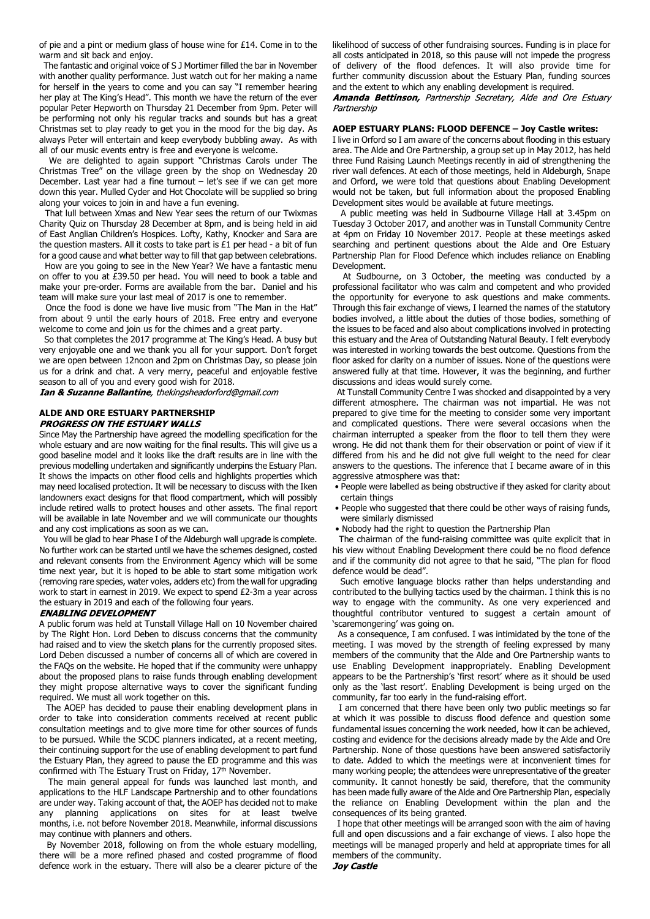of pie and a pint or medium glass of house wine for £14. Come in to the warm and sit back and enjoy.

The fantastic and original voice of S J Mortimer filled the bar in November with another quality performance. Just watch out for her making a name for herself in the years to come and you can say "I remember hearing her play at The King's Head". This month we have the return of the ever popular Peter Hepworth on Thursday 21 December from 9pm. Peter will be performing not only his regular tracks and sounds but has a great Christmas set to play ready to get you in the mood for the big day. As always Peter will entertain and keep everybody bubbling away. As with all of our music events entry is free and everyone is welcome.

We are delighted to again support "Christmas Carols under The Christmas Tree" on the village green by the shop on Wednesday 20 December. Last year had a fine turnout – let's see if we can get more down this year. Mulled Cyder and Hot Chocolate will be supplied so bring along your voices to join in and have a fun evening.

That lull between Xmas and New Year sees the return of our Twixmas Charity Quiz on Thursday 28 December at 8pm, and is being held in aid of East Anglian Children's Hospices. Lofty, Kathy, Knocker and Sara are the question masters. All it costs to take part is £1 per head - a bit of fun for a good cause and what better way to fill that gap between celebrations.

How are you going to see in the New Year? We have a fantastic menu on offer to you at £39.50 per head. You will need to book a table and make your pre-order. Forms are available from the bar. Daniel and his team will make sure your last meal of 2017 is one to remember.

Once the food is done we have live music from "The Man in the Hat" from about 9 until the early hours of 2018. Free entry and everyone welcome to come and join us for the chimes and a great party.

So that completes the 2017 programme at The King's Head. A busy but very enjoyable one and we thank you all for your support. Don't forget we are open between 12noon and 2pm on Christmas Day, so please join us for a drink and chat. A very merry, peaceful and enjoyable festive season to all of you and every good wish for 2018.

***Ian & Suzanne Ballantine**, thekingsheadorford@gmail.com*

## ALDE AND ORE ESTUARY PARTNERSHIP

### *PROGRESS ON THE ESTUARY WALLS*

Since May the Partnership have agreed the modelling specification for the whole estuary and are now waiting for the final results. This will give us a good baseline model and it looks like the draft results are in line with the previous modelling undertaken and significantly underpins the Estuary Plan. It shows the impacts on other flood cells and highlights properties which may need localised protection. It will be necessary to discuss with the Iken landowners exact designs for that flood compartment, which will possibly include retired walls to protect houses and other assets. The final report will be available in late November and we will communicate our thoughts and any cost implications as soon as we can.

You will be glad to hear Phase I of the Aldeburgh wall upgrade is complete. No further work can be started until we have the schemes designed, costed and relevant consents from the Environment Agency which will be some time next year, but it is hoped to be able to start some mitigation work (removing rare species, water voles, adders etc) from the wall for upgrading work to start in earnest in 2019. We expect to spend £2-3m a year across the estuary in 2019 and each of the following four years.

### *ENABLING DEVELOPMENT*

A public forum was held at Tunstall Village Hall on 10 November chaired by The Right Hon. Lord Deben to discuss concerns that the community had raised and to view the sketch plans for the currently proposed sites. Lord Deben discussed a number of concerns all of which are covered in the FAQs on the website. He hoped that if the community were unhappy about the proposed plans to raise funds through enabling development they might propose alternative ways to cover the significant funding required. We must all work together on this.

The AOEP has decided to pause their enabling development plans in order to take into consideration comments received at recent public consultation meetings and to give more time for other sources of funds to be pursued. While the SCDC planners indicated, at a recent meeting, their continuing support for the use of enabling development to part fund the Estuary Plan, they agreed to pause the ED programme and this was confirmed with The Estuary Trust on Friday, 17th November.

The main general appeal for funds was launched last month, and applications to the HLF Landscape Partnership and to other foundations are under way. Taking account of that, the AOEP has decided not to make any planning applications on sites for at least twelve months, i.e. not before November 2018. Meanwhile, informal discussions may continue with planners and others.

By November 2018, following on from the whole estuary modelling, there will be a more refined phased and costed programme of flood defence work in the estuary. There will also be a clearer picture of the likelihood of success of other fundraising sources. Funding is in place for all costs anticipated in 2018, so this pause will not impede the progress of delivery of the flood defences. It will also provide time for further community discussion about the Estuary Plan, funding sources and the extent to which any enabling development is required.

***Amanda Bettinson,** Partnership Secretary, Alde and Ore Estuary Partnership*

## AOEP ESTUARY PLANS: FLOOD DEFENCE – Joy Castle writes:

I live in Orford so I am aware of the concerns about flooding in this estuary area. The Alde and Ore Partnership, a group set up in May 2012, has held three Fund Raising Launch Meetings recently in aid of strengthening the river wall defences. At each of those meetings, held in Aldeburgh, Snape and Orford, we were told that questions about Enabling Development would not be taken, but full information about the proposed Enabling Development sites would be available at future meetings.

A public meeting was held in Sudbourne Village Hall at 3.45pm on Tuesday 3 October 2017, and another was in Tunstall Community Centre at 4pm on Friday 10 November 2017. People at these meetings asked searching and pertinent questions about the Alde and Ore Estuary Partnership Plan for Flood Defence which includes reliance on Enabling Development.

At Sudbourne, on 3 October, the meeting was conducted by a professional facilitator who was calm and competent and who provided the opportunity for everyone to ask questions and make comments. Through this fair exchange of views, I learned the names of the statutory bodies involved, a little about the duties of those bodies, something of the issues to be faced and also about complications involved in protecting this estuary and the Area of Outstanding Natural Beauty. I felt everybody was interested in working towards the best outcome. Questions from the floor asked for clarity on a number of issues. None of the questions were answered fully at that time. However, it was the beginning, and further discussions and ideas would surely come.

At Tunstall Community Centre I was shocked and disappointed by a very different atmosphere. The chairman was not impartial. He was not prepared to give time for the meeting to consider some very important and complicated questions. There were several occasions when the chairman interrupted a speaker from the floor to tell them they were wrong. He did not thank them for their observation or point of view if it differed from his and he did not give full weight to the need for clear answers to the questions. The inference that I became aware of in this aggressive atmosphere was that:

- People were labelled as being obstructive if they asked for clarity about certain things
- People who suggested that there could be other ways of raising funds, were similarly dismissed
- Nobody had the right to question the Partnership Plan

The chairman of the fund-raising committee was quite explicit that in his view without Enabling Development there could be no flood defence and if the community did not agree to that he said, "The plan for flood defence would be dead".

Such emotive language blocks rather than helps understanding and contributed to the bullying tactics used by the chairman. I think this is no way to engage with the community. As one very experienced and thoughtful contributor ventured to suggest a certain amount of 'scaremongering' was going on.

As a consequence, I am confused. I was intimidated by the tone of the meeting. I was moved by the strength of feeling expressed by many members of the community that the Alde and Ore Partnership wants to use Enabling Development inappropriately. Enabling Development appears to be the Partnership's 'first resort' where as it should be used only as the 'last resort'. Enabling Development is being urged on the community, far too early in the fund-raising effort.

I am concerned that there have been only two public meetings so far at which it was possible to discuss flood defence and question some fundamental issues concerning the work needed, how it can be achieved, costing and evidence for the decisions already made by the Alde and Ore Partnership. None of those questions have been answered satisfactorily to date. Added to which the meetings were at inconvenient times for many working people; the attendees were unrepresentative of the greater community. It cannot honestly be said, therefore, that the community has been made fully aware of the Alde and Ore Partnership Plan, especially the reliance on Enabling Development within the plan and the consequences of its being granted.

I hope that other meetings will be arranged soon with the aim of having full and open discussions and a fair exchange of views. I also hope the meetings will be managed properly and held at appropriate times for all members of the community.

***Joy Castle***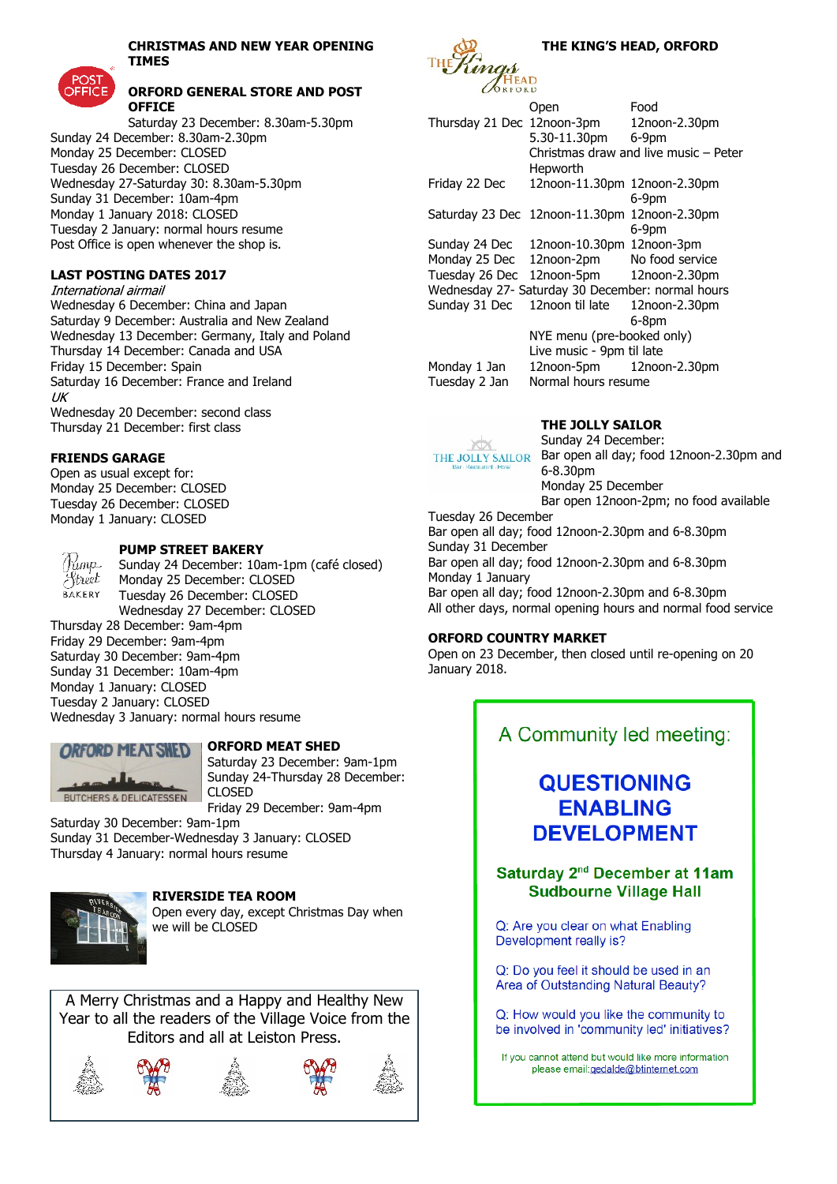## CHRISTMAS AND NEW YEAR OPENING TIMES

### ORFORD GENERAL STORE AND POST OFFICE

Saturday 23 December: 8.30am-5.30pm
Sunday 24 December: 8.30am-2.30pm
Monday 25 December: CLOSED
Tuesday 26 December: CLOSED
Wednesday 27-Saturday 30: 8.30am-5.30pm
Sunday 31 December: 10am-4pm
Monday 1 January 2018: CLOSED
Tuesday 2 January: normal hours resume
Post Office is open whenever the shop is.

### LAST POSTING DATES 2017

*International airmail*
Wednesday 6 December: China and Japan
Saturday 9 December: Australia and New Zealand
Wednesday 13 December: Germany, Italy and Poland
Thursday 14 December: Canada and USA
Friday 15 December: Spain
Saturday 16 December: France and Ireland
*UK*
Wednesday 20 December: second class
Thursday 21 December: first class

### FRIENDS GARAGE

Open as usual except for:
Monday 25 December: CLOSED
Tuesday 26 December: CLOSED
Monday 1 January: CLOSED

### PUMP STREET BAKERY

Sunday 24 December: 10am-1pm (café closed)
Monday 25 December: CLOSED
Tuesday 26 December: CLOSED
Wednesday 27 December: CLOSED
Thursday 28 December: 9am-4pm
Friday 29 December: 9am-4pm
Saturday 30 December: 9am-4pm
Sunday 31 December: 10am-4pm
Monday 1 January: CLOSED
Tuesday 2 January: CLOSED
Wednesday 3 January: normal hours resume

### ORFORD MEAT SHED

Saturday 23 December: 9am-1pm
Sunday 24-Thursday 28 December: CLOSED
Friday 29 December: 9am-4pm
Saturday 30 December: 9am-1pm
Sunday 31 December-Wednesday 3 January: CLOSED
Thursday 4 January: normal hours resume

### RIVERSIDE TEA ROOM

Open every day, except Christmas Day when we will be CLOSED

A Merry Christmas and a Happy and Healthy New Year to all the readers of the Village Voice from the Editors and all at Leiston Press.

### THE KING'S HEAD, ORFORD

| | Open | Food |
|---|---|---|
| Thursday 21 Dec | 12noon-3pm | 12noon-2.30pm |
| | 5.30-11.30pm | 6-9pm |
| | Christmas draw and live music – Peter Hepworth | |
| Friday 22 Dec | 12noon-11.30pm | 12noon-2.30pm |
| | | 6-9pm |
| Saturday 23 Dec | 12noon-11.30pm | 12noon-2.30pm |
| | | 6-9pm |
| Sunday 24 Dec | 12noon-10.30pm | 12noon-3pm |
| Monday 25 Dec | 12noon-2pm | No food service |
| Tuesday 26 Dec | 12noon-5pm | 12noon-2.30pm |
| Wednesday 27- Saturday 30 December: normal hours | | |
| Sunday 31 Dec | 12noon til late | 12noon-2.30pm |
| | | 6-8pm |
| | NYE menu (pre-booked only) | |
| | Live music - 9pm til late | |
| Monday 1 Jan | 12noon-5pm | 12noon-2.30pm |
| Tuesday 2 Jan | Normal hours resume | |

### THE JOLLY SAILOR

Sunday 24 December:
Bar open all day; food 12noon-2.30pm and 6-8.30pm
Monday 25 December
Bar open 12noon-2pm; no food available
Tuesday 26 December
Bar open all day; food 12noon-2.30pm and 6-8.30pm
Sunday 31 December
Bar open all day; food 12noon-2.30pm and 6-8.30pm
Monday 1 January
Bar open all day; food 12noon-2.30pm and 6-8.30pm
All other days, normal opening hours and normal food service

### ORFORD COUNTRY MARKET

Open on 23 December, then closed until re-opening on 20 January 2018.

A Community led meeting:

**QUESTIONING ENABLING DEVELOPMENT**

**Saturday 2nd December at 11am**
**Sudbourne Village Hall**

Q: Are you clear on what Enabling Development really is?

Q: Do you feel it should be used in an Area of Outstanding Natural Beauty?

Q: How would you like the community to be involved in 'community led' initiatives?

If you cannot attend but would like more information please email: gedalde@btinternet.com